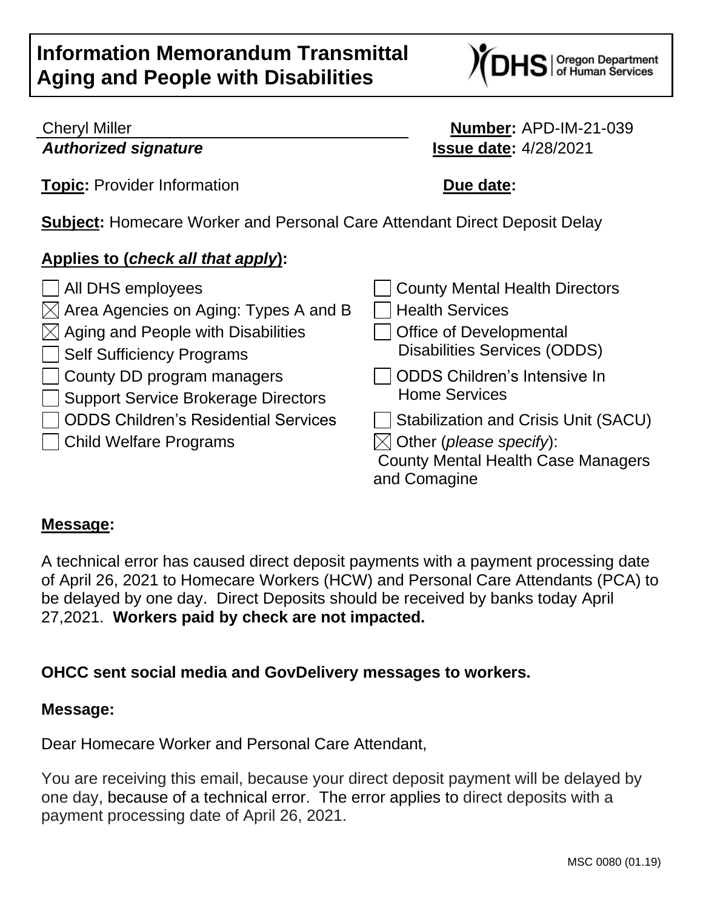# Information Memorandum Transmittal
# Aging and People with Disabilities

Cheryl Miller
***Authorized signature***

**Number:** APD-IM-21-039
**Issue date:** 4/28/2021

**Topic:** Provider Information

**Due date:**

**Subject:** Homecare Worker and Personal Care Attendant Direct Deposit Delay

**Applies to (*check all that apply*):**

- ☐ All DHS employees
- ☒ Area Agencies on Aging: Types A and B
- ☒ Aging and People with Disabilities
- ☐ Self Sufficiency Programs
- ☐ County DD program managers
- ☐ Support Service Brokerage Directors
- ☐ ODDS Children's Residential Services
- ☐ Child Welfare Programs
- ☐ County Mental Health Directors
- ☐ Health Services
- ☐ Office of Developmental Disabilities Services (ODDS)
- ☐ ODDS Children's Intensive In Home Services
- ☐ Stabilization and Crisis Unit (SACU)
- ☒ Other (*please specify*): County Mental Health Case Managers and Comagine

**Message:**

A technical error has caused direct deposit payments with a payment processing date of April 26, 2021 to Homecare Workers (HCW) and Personal Care Attendants (PCA) to be delayed by one day. Direct Deposits should be received by banks today April 27,2021. **Workers paid by check are not impacted.**

**OHCC sent social media and GovDelivery messages to workers.**

**Message:**

Dear Homecare Worker and Personal Care Attendant,

You are receiving this email, because your direct deposit payment will be delayed by one day, because of a technical error. The error applies to direct deposits with a payment processing date of April 26, 2021.

MSC 0080 (01.19)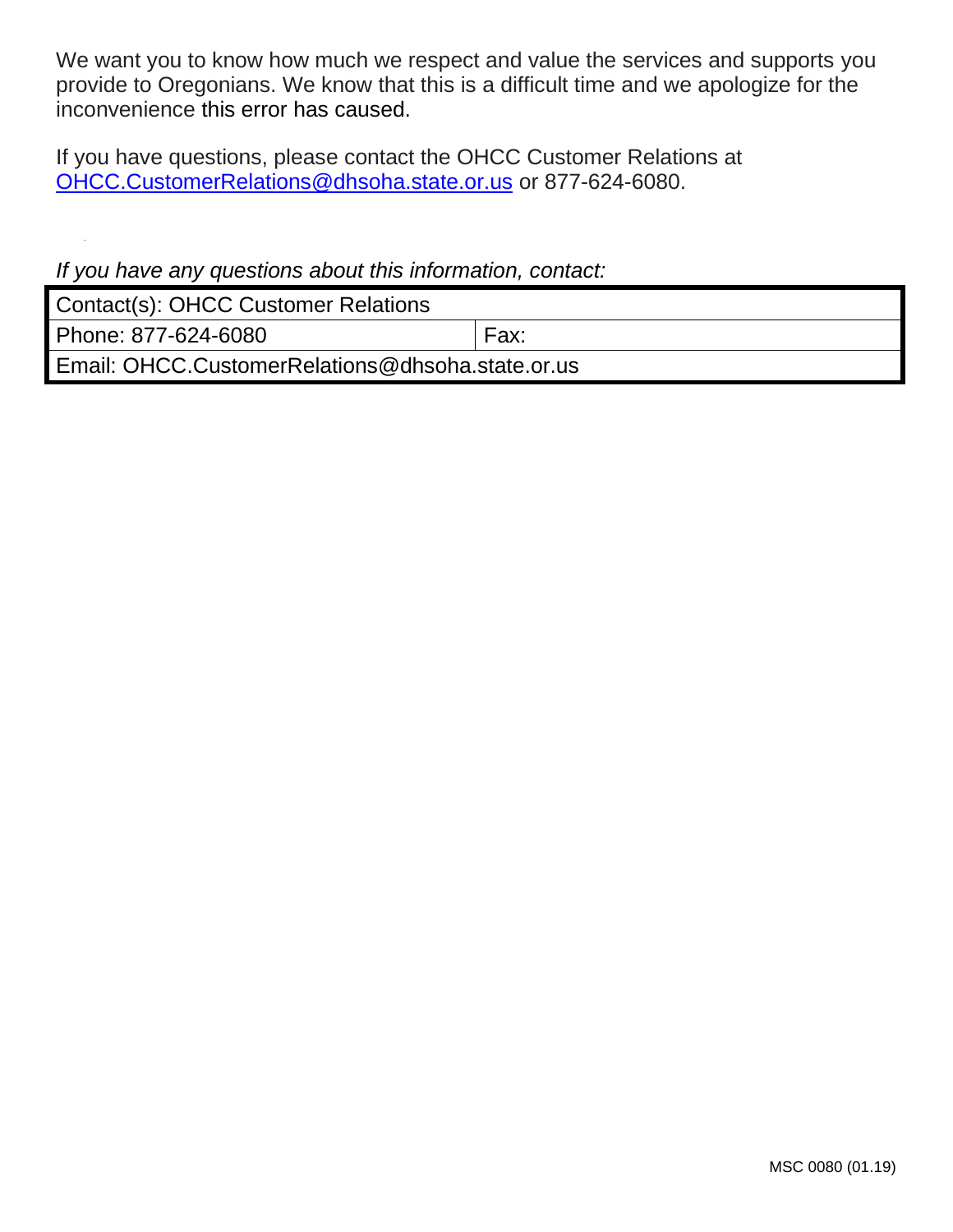We want you to know how much we respect and value the services and supports you provide to Oregonians. We know that this is a difficult time and we apologize for the inconvenience this error has caused.

If you have questions, please contact the OHCC Customer Relations at OHCC.CustomerRelations@dhsoha.state.or.us or 877-624-6080.

*If you have any questions about this information, contact:*

| | |
|---|---|
| Contact(s): OHCC Customer Relations | |
| Phone: 877-624-6080 | Fax: |
| Email: OHCC.CustomerRelations@dhsoha.state.or.us | |

MSC 0080 (01.19)